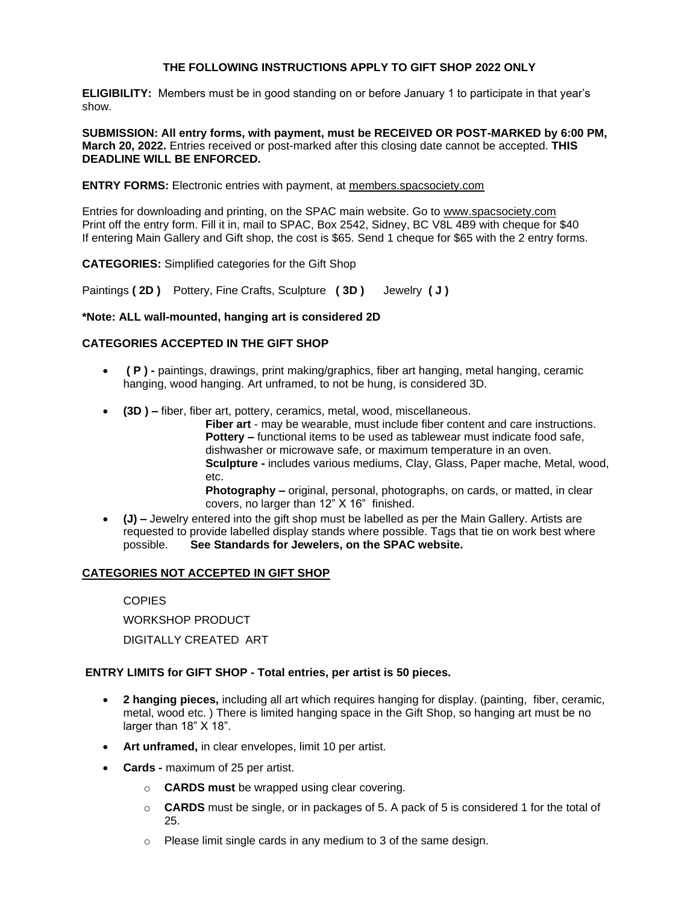**THE FOLLOWING INSTRUCTIONS APPLY TO GIFT SHOP 2022 ONLY**

**ELIGIBILITY:** Members must be in good standing on or before January 1 to participate in that year's show.

**SUBMISSION: All entry forms, with payment, must be RECEIVED OR POST-MARKED by 6:00 PM, March 20, 2022.** Entries received or post-marked after this closing date cannot be accepted. **THIS DEADLINE WILL BE ENFORCED.**

**ENTRY FORMS:** Electronic entries with payment, at members.spacsociety.com

Entries for downloading and printing, on the SPAC main website. Go to www.spacsociety.com
Print off the entry form. Fill it in, mail to SPAC, Box 2542, Sidney, BC V8L 4B9 with cheque for $40
If entering Main Gallery and Gift shop, the cost is $65. Send 1 cheque for $65 with the 2 entry forms.

**CATEGORIES:** Simplified categories for the Gift Shop

Paintings **( 2D )** Pottery, Fine Crafts, Sculpture **( 3D )** Jewelry **( J )**

**\*Note: ALL wall-mounted, hanging art is considered 2D**

**CATEGORIES ACCEPTED IN THE GIFT SHOP**

- **( P ) -** paintings, drawings, print making/graphics, fiber art hanging, metal hanging, ceramic hanging, wood hanging. Art unframed, to not be hung, is considered 3D.
- **(3D ) –** fiber, fiber art, pottery, ceramics, metal, wood, miscellaneous.
  - **Fiber art** - may be wearable, must include fiber content and care instructions.
  - **Pottery –** functional items to be used as tablewear must indicate food safe, dishwasher or microwave safe, or maximum temperature in an oven.
  - **Sculpture -** includes various mediums, Clay, Glass, Paper mache, Metal, wood, etc.
  - **Photography –** original, personal, photographs, on cards, or matted, in clear covers, no larger than 12" X 16" finished.
- **(J) –** Jewelry entered into the gift shop must be labelled as per the Main Gallery. Artists are requested to provide labelled display stands where possible. Tags that tie on work best where possible. **See Standards for Jewelers, on the SPAC website.**

**<u>CATEGORIES NOT ACCEPTED IN GIFT SHOP</u>**

COPIES

WORKSHOP PRODUCT

DIGITALLY CREATED ART

**ENTRY LIMITS for GIFT SHOP - Total entries, per artist is 50 pieces.**

- **2 hanging pieces,** including all art which requires hanging for display. (painting, fiber, ceramic, metal, wood etc. ) There is limited hanging space in the Gift Shop, so hanging art must be no larger than 18" X 18".
- **Art unframed,** in clear envelopes, limit 10 per artist.
- **Cards -** maximum of 25 per artist.
  - **CARDS must** be wrapped using clear covering.
  - **CARDS** must be single, or in packages of 5. A pack of 5 is considered 1 for the total of 25.
  - Please limit single cards in any medium to 3 of the same design.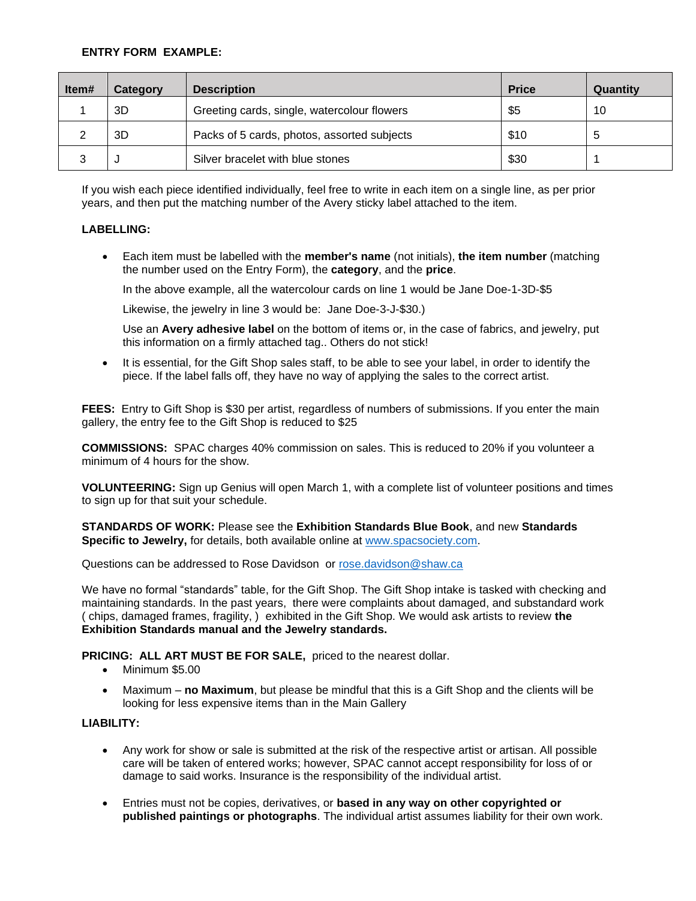**ENTRY FORM EXAMPLE:**

| Item# | Category | Description | Price | Quantity |
|---|---|---|---|---|
| 1 | 3D | Greeting cards, single, watercolour flowers | $5 | 10 |
| 2 | 3D | Packs of 5 cards, photos, assorted subjects | $10 | 5 |
| 3 | J | Silver bracelet with blue stones | $30 | 1 |

If you wish each piece identified individually, feel free to write in each item on a single line, as per prior years, and then put the matching number of the Avery sticky label attached to the item.

**LABELLING:**

- Each item must be labelled with the **member's name** (not initials), **the item number** (matching the number used on the Entry Form), the **category**, and the **price**.

  In the above example, all the watercolour cards on line 1 would be Jane Doe-1-3D-$5

  Likewise, the jewelry in line 3 would be: Jane Doe-3-J-$30.)

  Use an **Avery adhesive label** on the bottom of items or, in the case of fabrics, and jewelry, put this information on a firmly attached tag.. Others do not stick!

- It is essential, for the Gift Shop sales staff, to be able to see your label, in order to identify the piece. If the label falls off, they have no way of applying the sales to the correct artist.

**FEES:** Entry to Gift Shop is $30 per artist, regardless of numbers of submissions. If you enter the main gallery, the entry fee to the Gift Shop is reduced to $25

**COMMISSIONS:** SPAC charges 40% commission on sales. This is reduced to 20% if you volunteer a minimum of 4 hours for the show.

**VOLUNTEERING:** Sign up Genius will open March 1, with a complete list of volunteer positions and times to sign up for that suit your schedule.

**STANDARDS OF WORK:** Please see the **Exhibition Standards Blue Book**, and new **Standards Specific to Jewelry,** for details, both available online at www.spacsociety.com.

Questions can be addressed to Rose Davidson or rose.davidson@shaw.ca

We have no formal "standards" table, for the Gift Shop. The Gift Shop intake is tasked with checking and maintaining standards. In the past years, there were complaints about damaged, and substandard work ( chips, damaged frames, fragility, ) exhibited in the Gift Shop. We would ask artists to review **the Exhibition Standards manual and the Jewelry standards.**

**PRICING: ALL ART MUST BE FOR SALE,** priced to the nearest dollar.

- Minimum $5.00
- Maximum – **no Maximum**, but please be mindful that this is a Gift Shop and the clients will be looking for less expensive items than in the Main Gallery

**LIABILITY:**

- Any work for show or sale is submitted at the risk of the respective artist or artisan. All possible care will be taken of entered works; however, SPAC cannot accept responsibility for loss of or damage to said works. Insurance is the responsibility of the individual artist.

- Entries must not be copies, derivatives, or **based in any way on other copyrighted or published paintings or photographs**. The individual artist assumes liability for their own work.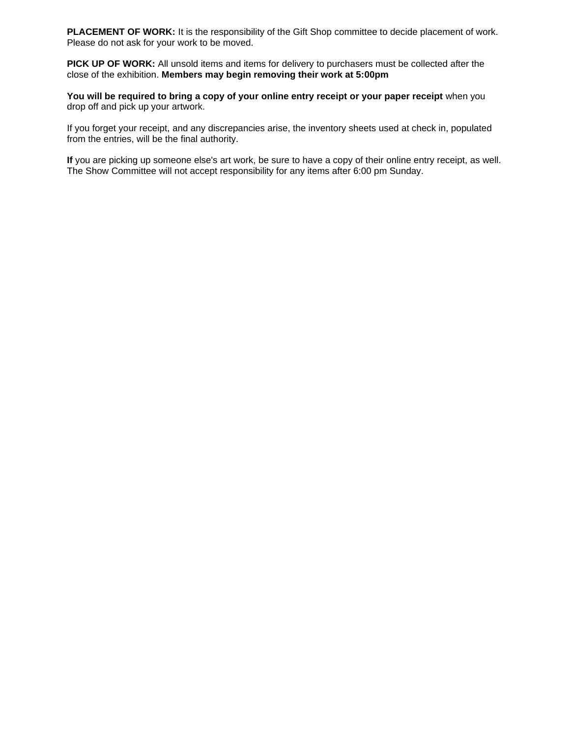**PLACEMENT OF WORK:** It is the responsibility of the Gift Shop committee to decide placement of work. Please do not ask for your work to be moved.

**PICK UP OF WORK:** All unsold items and items for delivery to purchasers must be collected after the close of the exhibition. **Members may begin removing their work at 5:00pm**

**You will be required to bring a copy of your online entry receipt or your paper receipt** when you drop off and pick up your artwork.

If you forget your receipt, and any discrepancies arise, the inventory sheets used at check in, populated from the entries, will be the final authority.

**If** you are picking up someone else's art work, be sure to have a copy of their online entry receipt, as well. The Show Committee will not accept responsibility for any items after 6:00 pm Sunday.